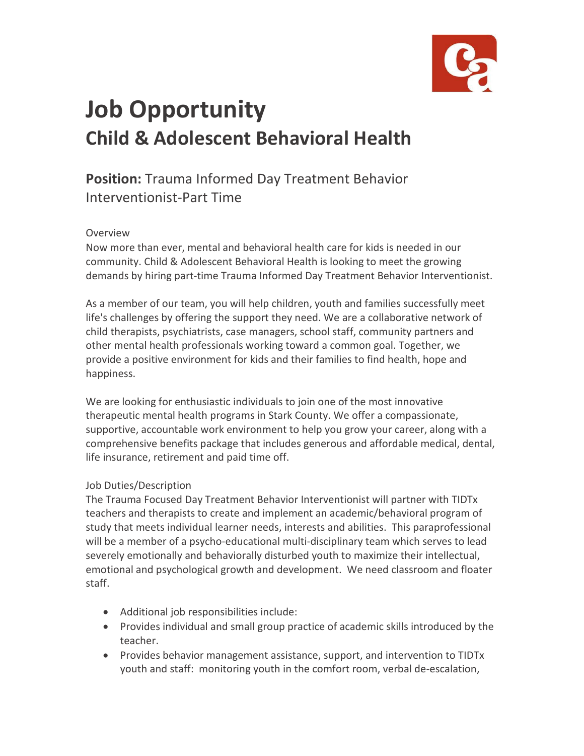# Job Opportunity

## Child & Adolescent Behavioral Health

### **Position:** Trauma Informed Day Treatment Behavior Interventionist-Part Time

Overview

Now more than ever, mental and behavioral health care for kids is needed in our community. Child & Adolescent Behavioral Health is looking to meet the growing demands by hiring part-time Trauma Informed Day Treatment Behavior Interventionist.

As a member of our team, you will help children, youth and families successfully meet life's challenges by offering the support they need. We are a collaborative network of child therapists, psychiatrists, case managers, school staff, community partners and other mental health professionals working toward a common goal. Together, we provide a positive environment for kids and their families to find health, hope and happiness.

We are looking for enthusiastic individuals to join one of the most innovative therapeutic mental health programs in Stark County. We offer a compassionate, supportive, accountable work environment to help you grow your career, along with a comprehensive benefits package that includes generous and affordable medical, dental, life insurance, retirement and paid time off.

Job Duties/Description

The Trauma Focused Day Treatment Behavior Interventionist will partner with TIDTx teachers and therapists to create and implement an academic/behavioral program of study that meets individual learner needs, interests and abilities. This paraprofessional will be a member of a psycho-educational multi-disciplinary team which serves to lead severely emotionally and behaviorally disturbed youth to maximize their intellectual, emotional and psychological growth and development. We need classroom and floater staff.

- Additional job responsibilities include:
- Provides individual and small group practice of academic skills introduced by the teacher.
- Provides behavior management assistance, support, and intervention to TIDTx youth and staff: monitoring youth in the comfort room, verbal de-escalation,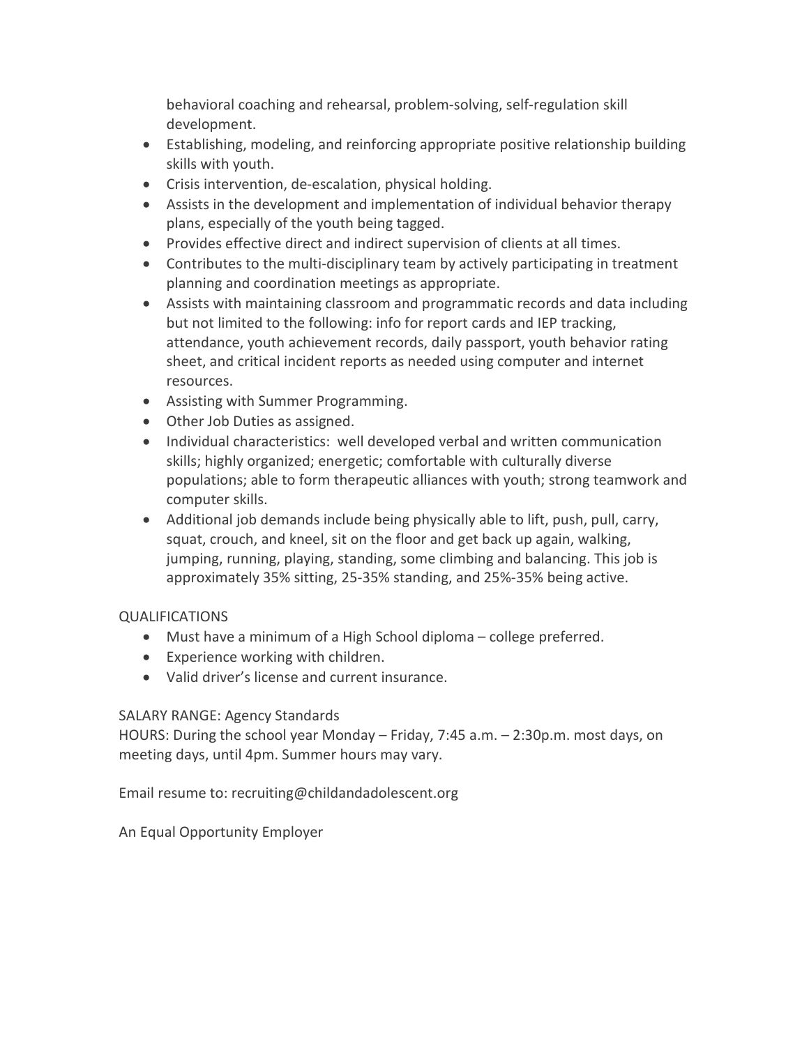behavioral coaching and rehearsal, problem-solving, self-regulation skill development.

- Establishing, modeling, and reinforcing appropriate positive relationship building skills with youth.
- Crisis intervention, de-escalation, physical holding.
- Assists in the development and implementation of individual behavior therapy plans, especially of the youth being tagged.
- Provides effective direct and indirect supervision of clients at all times.
- Contributes to the multi-disciplinary team by actively participating in treatment planning and coordination meetings as appropriate.
- Assists with maintaining classroom and programmatic records and data including but not limited to the following: info for report cards and IEP tracking, attendance, youth achievement records, daily passport, youth behavior rating sheet, and critical incident reports as needed using computer and internet resources.
- Assisting with Summer Programming.
- Other Job Duties as assigned.
- Individual characteristics: well developed verbal and written communication skills; highly organized; energetic; comfortable with culturally diverse populations; able to form therapeutic alliances with youth; strong teamwork and computer skills.
- Additional job demands include being physically able to lift, push, pull, carry, squat, crouch, and kneel, sit on the floor and get back up again, walking, jumping, running, playing, standing, some climbing and balancing. This job is approximately 35% sitting, 25-35% standing, and 25%-35% being active.

QUALIFICATIONS

- Must have a minimum of a High School diploma – college preferred.
- Experience working with children.
- Valid driver's license and current insurance.

SALARY RANGE: Agency Standards
HOURS: During the school year Monday – Friday, 7:45 a.m. – 2:30p.m. most days, on meeting days, until 4pm. Summer hours may vary.

Email resume to: recruiting@childandadolescent.org

An Equal Opportunity Employer